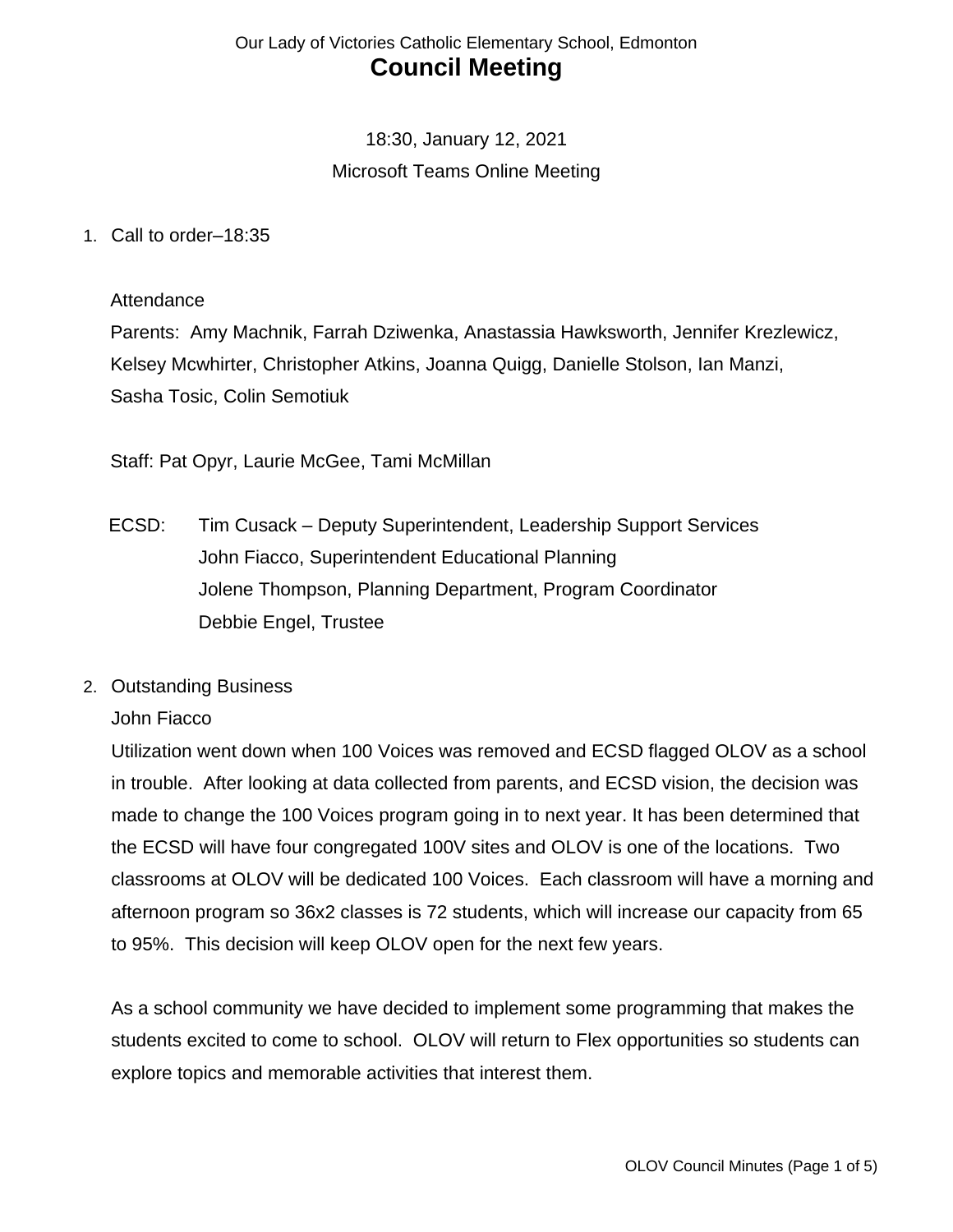Our Lady of Victories Catholic Elementary School, Edmonton

# Council Meeting

18:30, January 12, 2021

Microsoft Teams Online Meeting

1. Call to order–18:35

   Attendance

   Parents: Amy Machnik, Farrah Dziwenka, Anastassia Hawksworth, Jennifer Krezlewicz, Kelsey Mcwhirter, Christopher Atkins, Joanna Quigg, Danielle Stolson, Ian Manzi, Sasha Tosic, Colin Semotiuk

   Staff: Pat Opyr, Laurie McGee, Tami McMillan

   ECSD: Tim Cusack – Deputy Superintendent, Leadership Support Services
   John Fiacco, Superintendent Educational Planning
   Jolene Thompson, Planning Department, Program Coordinator
   Debbie Engel, Trustee

2. Outstanding Business

   John Fiacco

   Utilization went down when 100 Voices was removed and ECSD flagged OLOV as a school in trouble. After looking at data collected from parents, and ECSD vision, the decision was made to change the 100 Voices program going in to next year. It has been determined that the ECSD will have four congregated 100V sites and OLOV is one of the locations. Two classrooms at OLOV will be dedicated 100 Voices. Each classroom will have a morning and afternoon program so 36x2 classes is 72 students, which will increase our capacity from 65 to 95%. This decision will keep OLOV open for the next few years.

   As a school community we have decided to implement some programming that makes the students excited to come to school. OLOV will return to Flex opportunities so students can explore topics and memorable activities that interest them.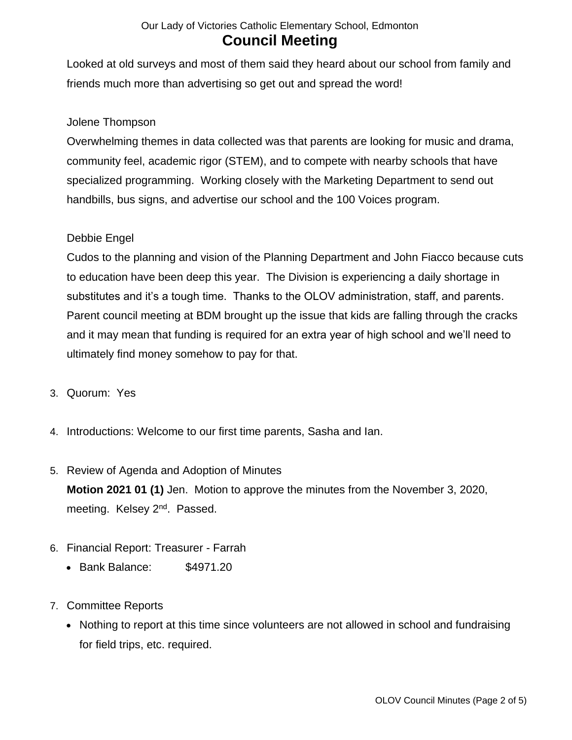Looked at old surveys and most of them said they heard about our school from family and friends much more than advertising so get out and spread the word!

Jolene Thompson

Overwhelming themes in data collected was that parents are looking for music and drama, community feel, academic rigor (STEM), and to compete with nearby schools that have specialized programming.  Working closely with the Marketing Department to send out handbills, bus signs, and advertise our school and the 100 Voices program.

Debbie Engel

Cudos to the planning and vision of the Planning Department and John Fiacco because cuts to education have been deep this year.  The Division is experiencing a daily shortage in substitutes and it's a tough time.  Thanks to the OLOV administration, staff, and parents.  Parent council meeting at BDM brought up the issue that kids are falling through the cracks and it may mean that funding is required for an extra year of high school and we'll need to ultimately find money somehow to pay for that.

3. Quorum:  Yes

4. Introductions: Welcome to our first time parents, Sasha and Ian.

5. Review of Agenda and Adoption of Minutes

   **Motion 2021 01 (1)** Jen.  Motion to approve the minutes from the November 3, 2020, meeting.  Kelsey 2nd.  Passed.

6. Financial Report: Treasurer - Farrah
   - Bank Balance: $4971.20

7. Committee Reports
   - Nothing to report at this time since volunteers are not allowed in school and fundraising for field trips, etc. required.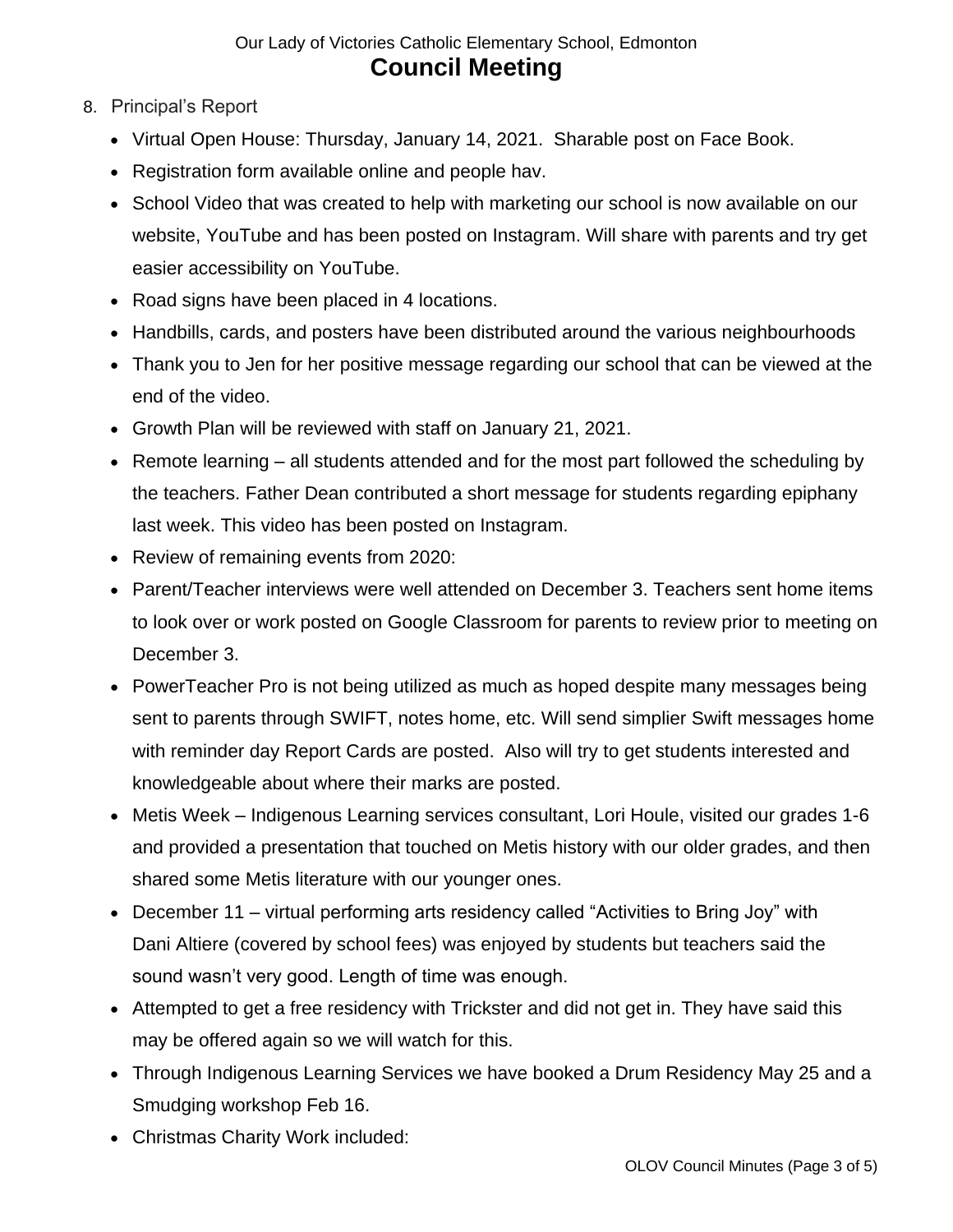8. Principal's Report

- Virtual Open House: Thursday, January 14, 2021. Sharable post on Face Book.
- Registration form available online and people hav.
- School Video that was created to help with marketing our school is now available on our website, YouTube and has been posted on Instagram. Will share with parents and try get easier accessibility on YouTube.
- Road signs have been placed in 4 locations.
- Handbills, cards, and posters have been distributed around the various neighbourhoods
- Thank you to Jen for her positive message regarding our school that can be viewed at the end of the video.
- Growth Plan will be reviewed with staff on January 21, 2021.
- Remote learning – all students attended and for the most part followed the scheduling by the teachers. Father Dean contributed a short message for students regarding epiphany last week. This video has been posted on Instagram.
- Review of remaining events from 2020:
- Parent/Teacher interviews were well attended on December 3. Teachers sent home items to look over or work posted on Google Classroom for parents to review prior to meeting on December 3.
- PowerTeacher Pro is not being utilized as much as hoped despite many messages being sent to parents through SWIFT, notes home, etc. Will send simplier Swift messages home with reminder day Report Cards are posted. Also will try to get students interested and knowledgeable about where their marks are posted.
- Metis Week – Indigenous Learning services consultant, Lori Houle, visited our grades 1-6 and provided a presentation that touched on Metis history with our older grades, and then shared some Metis literature with our younger ones.
- December 11 – virtual performing arts residency called "Activities to Bring Joy" with Dani Altiere (covered by school fees) was enjoyed by students but teachers said the sound wasn't very good. Length of time was enough.
- Attempted to get a free residency with Trickster and did not get in. They have said this may be offered again so we will watch for this.
- Through Indigenous Learning Services we have booked a Drum Residency May 25 and a Smudging workshop Feb 16.
- Christmas Charity Work included: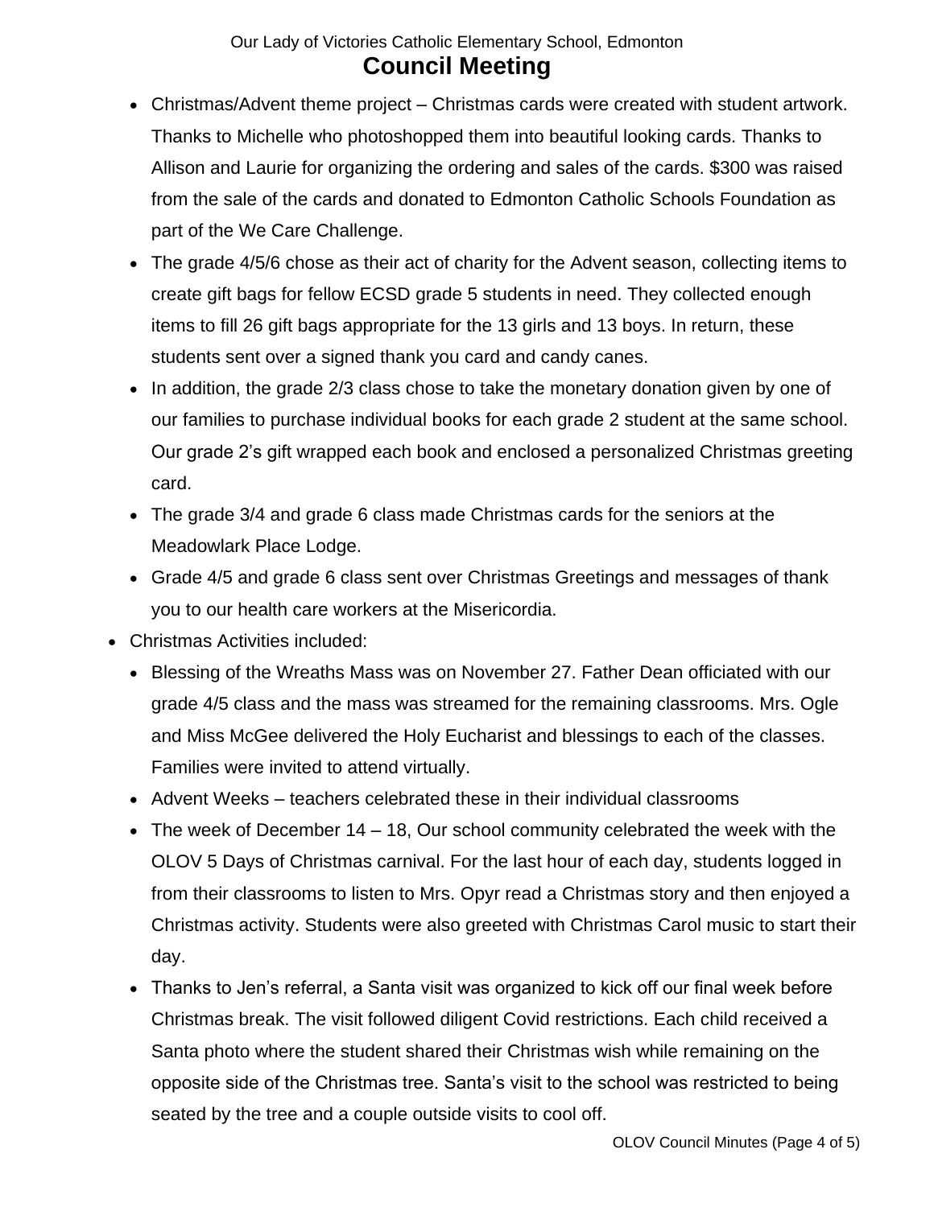- Christmas/Advent theme project – Christmas cards were created with student artwork. Thanks to Michelle who photoshopped them into beautiful looking cards. Thanks to Allison and Laurie for organizing the ordering and sales of the cards. $300 was raised from the sale of the cards and donated to Edmonton Catholic Schools Foundation as part of the We Care Challenge.
- The grade 4/5/6 chose as their act of charity for the Advent season, collecting items to create gift bags for fellow ECSD grade 5 students in need. They collected enough items to fill 26 gift bags appropriate for the 13 girls and 13 boys. In return, these students sent over a signed thank you card and candy canes.
- In addition, the grade 2/3 class chose to take the monetary donation given by one of our families to purchase individual books for each grade 2 student at the same school. Our grade 2's gift wrapped each book and enclosed a personalized Christmas greeting card.
- The grade 3/4 and grade 6 class made Christmas cards for the seniors at the Meadowlark Place Lodge.
- Grade 4/5 and grade 6 class sent over Christmas Greetings and messages of thank you to our health care workers at the Misericordia.

- Christmas Activities included:
  - Blessing of the Wreaths Mass was on November 27. Father Dean officiated with our grade 4/5 class and the mass was streamed for the remaining classrooms. Mrs. Ogle and Miss McGee delivered the Holy Eucharist and blessings to each of the classes. Families were invited to attend virtually.
  - Advent Weeks – teachers celebrated these in their individual classrooms
  - The week of December 14 – 18, Our school community celebrated the week with the OLOV 5 Days of Christmas carnival. For the last hour of each day, students logged in from their classrooms to listen to Mrs. Opyr read a Christmas story and then enjoyed a Christmas activity. Students were also greeted with Christmas Carol music to start their day.
  - Thanks to Jen's referral, a Santa visit was organized to kick off our final week before Christmas break. The visit followed diligent Covid restrictions. Each child received a Santa photo where the student shared their Christmas wish while remaining on the opposite side of the Christmas tree. Santa's visit to the school was restricted to being seated by the tree and a couple outside visits to cool off.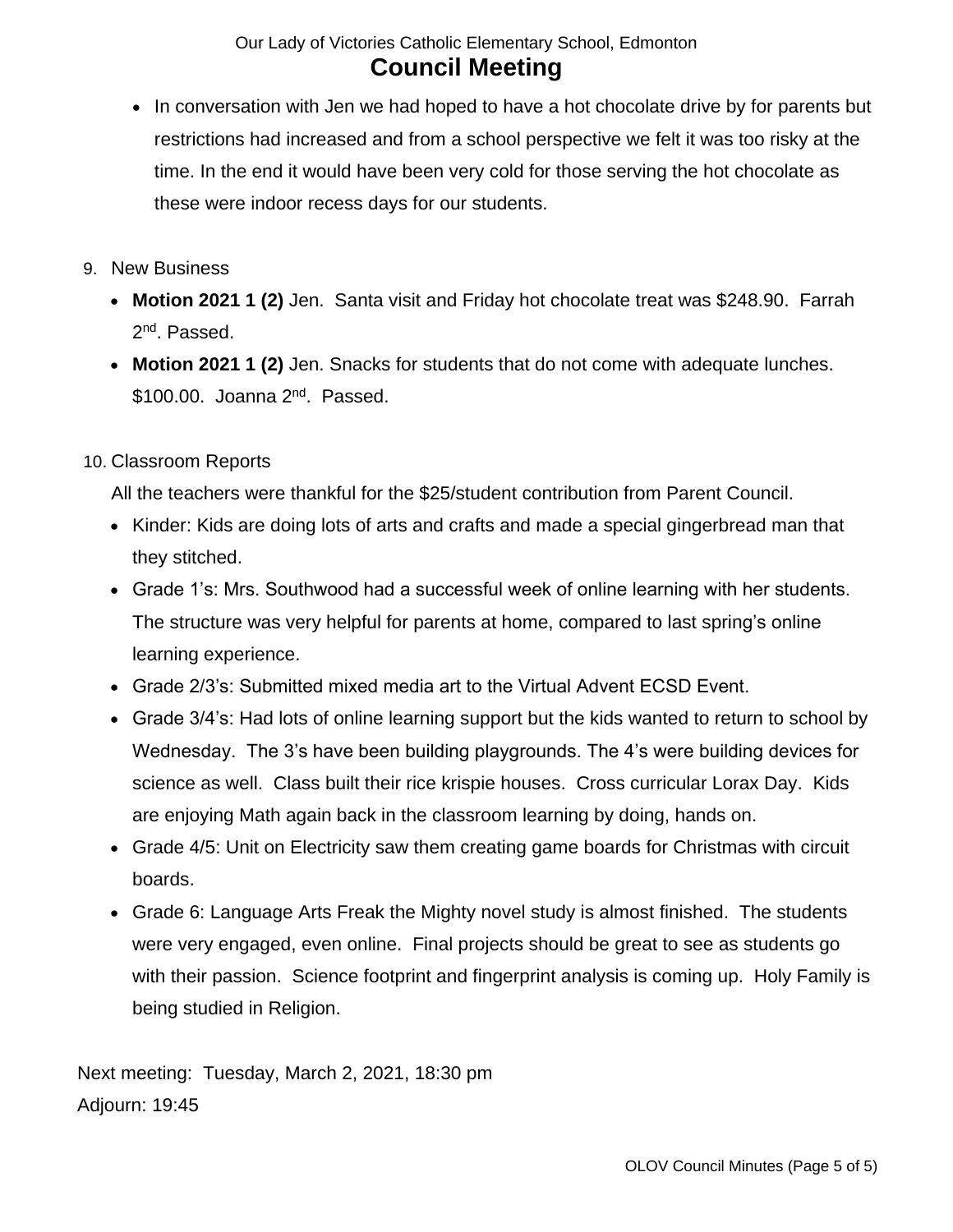- In conversation with Jen we had hoped to have a hot chocolate drive by for parents but restrictions had increased and from a school perspective we felt it was too risky at the time. In the end it would have been very cold for those serving the hot chocolate as these were indoor recess days for our students.

9. New Business
   - **Motion 2021 1 (2)** Jen. Santa visit and Friday hot chocolate treat was $248.90. Farrah 2nd. Passed.
   - **Motion 2021 1 (2)** Jen. Snacks for students that do not come with adequate lunches. $100.00. Joanna 2nd. Passed.

10. Classroom Reports

    All the teachers were thankful for the $25/student contribution from Parent Council.

    - Kinder: Kids are doing lots of arts and crafts and made a special gingerbread man that they stitched.
    - Grade 1's: Mrs. Southwood had a successful week of online learning with her students. The structure was very helpful for parents at home, compared to last spring's online learning experience.
    - Grade 2/3's: Submitted mixed media art to the Virtual Advent ECSD Event.
    - Grade 3/4's: Had lots of online learning support but the kids wanted to return to school by Wednesday. The 3's have been building playgrounds. The 4's were building devices for science as well. Class built their rice krispie houses. Cross curricular Lorax Day. Kids are enjoying Math again back in the classroom learning by doing, hands on.
    - Grade 4/5: Unit on Electricity saw them creating game boards for Christmas with circuit boards.
    - Grade 6: Language Arts Freak the Mighty novel study is almost finished. The students were very engaged, even online. Final projects should be great to see as students go with their passion. Science footprint and fingerprint analysis is coming up. Holy Family is being studied in Religion.

Next meeting: Tuesday, March 2, 2021, 18:30 pm

Adjourn: 19:45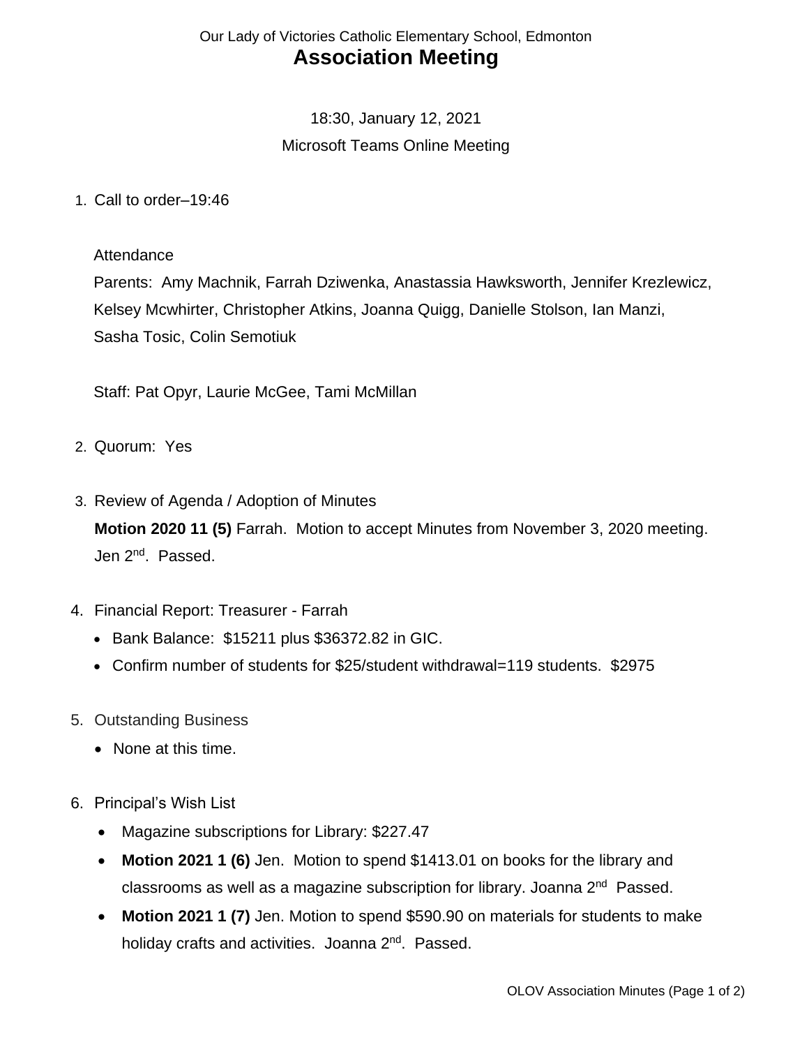Our Lady of Victories Catholic Elementary School, Edmonton

# Association Meeting

18:30, January 12, 2021

Microsoft Teams Online Meeting

1. Call to order–19:46

   Attendance

   Parents: Amy Machnik, Farrah Dziwenka, Anastassia Hawksworth, Jennifer Krezlewicz, Kelsey Mcwhirter, Christopher Atkins, Joanna Quigg, Danielle Stolson, Ian Manzi, Sasha Tosic, Colin Semotiuk

   Staff: Pat Opyr, Laurie McGee, Tami McMillan

2. Quorum: Yes

3. Review of Agenda / Adoption of Minutes

   **Motion 2020 11 (5)** Farrah. Motion to accept Minutes from November 3, 2020 meeting. Jen 2nd. Passed.

4. Financial Report: Treasurer - Farrah
   - Bank Balance: $15211 plus $36372.82 in GIC.
   - Confirm number of students for $25/student withdrawal=119 students. $2975

5. Outstanding Business
   - None at this time.

6. Principal's Wish List
   - Magazine subscriptions for Library: $227.47
   - **Motion 2021 1 (6)** Jen. Motion to spend $1413.01 on books for the library and classrooms as well as a magazine subscription for library. Joanna 2nd Passed.
   - **Motion 2021 1 (7)** Jen. Motion to spend $590.90 on materials for students to make holiday crafts and activities. Joanna 2nd. Passed.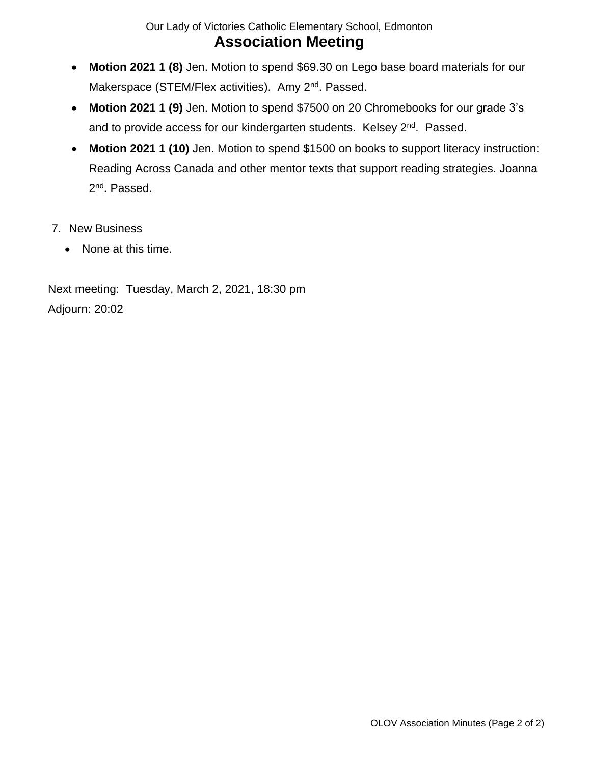- **Motion 2021 1 (8)** Jen. Motion to spend $69.30 on Lego base board materials for our Makerspace (STEM/Flex activities). Amy 2nd. Passed.
- **Motion 2021 1 (9)** Jen. Motion to spend $7500 on 20 Chromebooks for our grade 3's and to provide access for our kindergarten students. Kelsey 2nd. Passed.
- **Motion 2021 1 (10)** Jen. Motion to spend $1500 on books to support literacy instruction: Reading Across Canada and other mentor texts that support reading strategies. Joanna 2nd. Passed.

7. New Business
   - None at this time.

Next meeting: Tuesday, March 2, 2021, 18:30 pm

Adjourn: 20:02